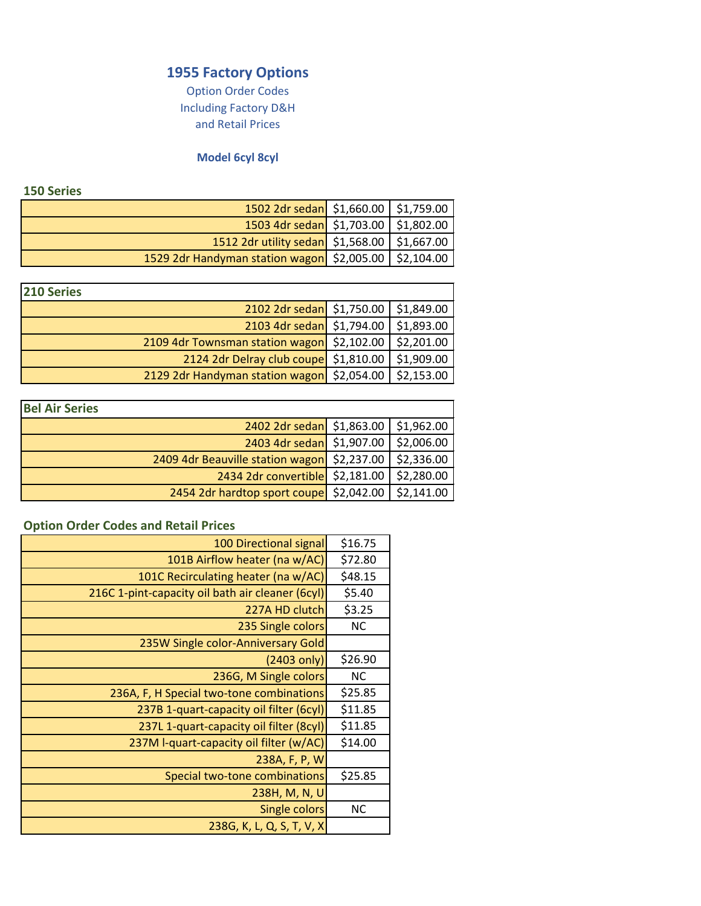## 1955 Factory Options

Option Order Codes
Including Factory D&H
and Retail Prices

**Model 6cyl 8cyl**

### 150 Series

| Model | 6cyl | 8cyl |
|---|---|---|
| 1502 2dr sedan | $1,660.00 | $1,759.00 |
| 1503 4dr sedan | $1,703.00 | $1,802.00 |
| 1512 2dr utility sedan | $1,568.00 | $1,667.00 |
| 1529 2dr Handyman station wagon | $2,005.00 | $2,104.00 |

### 210 Series

| Model | 6cyl | 8cyl |
|---|---|---|
| 2102 2dr sedan | $1,750.00 | $1,849.00 |
| 2103 4dr sedan | $1,794.00 | $1,893.00 |
| 2109 4dr Townsman station wagon | $2,102.00 | $2,201.00 |
| 2124 2dr Delray club coupe | $1,810.00 | $1,909.00 |
| 2129 2dr Handyman station wagon | $2,054.00 | $2,153.00 |

### Bel Air Series

| Model | 6cyl | 8cyl |
|---|---|---|
| 2402 2dr sedan | $1,863.00 | $1,962.00 |
| 2403 4dr sedan | $1,907.00 | $2,006.00 |
| 2409 4dr Beauville station wagon | $2,237.00 | $2,336.00 |
| 2434 2dr convertible | $2,181.00 | $2,280.00 |
| 2454 2dr hardtop sport coupe | $2,042.00 | $2,141.00 |

### Option Order Codes and Retail Prices

| Option | Price |
|---|---|
| 100 Directional signal | $16.75 |
| 101B Airflow heater (na w/AC) | $72.80 |
| 101C Recirculating heater (na w/AC) | $48.15 |
| 216C 1-pint-capacity oil bath air cleaner (6cyl) | $5.40 |
| 227A HD clutch | $3.25 |
| 235 Single colors | NC |
| 235W Single color-Anniversary Gold | |
| (2403 only) | $26.90 |
| 236G, M Single colors | NC |
| 236A, F, H Special two-tone combinations | $25.85 |
| 237B 1-quart-capacity oil filter (6cyl) | $11.85 |
| 237L 1-quart-capacity oil filter (8cyl) | $11.85 |
| 237M l-quart-capacity oil filter (w/AC) | $14.00 |
| 238A, F, P, W | |
| Special two-tone combinations | $25.85 |
| 238H, M, N, U | |
| Single colors | NC |
| 238G, K, L, Q, S, T, V, X | |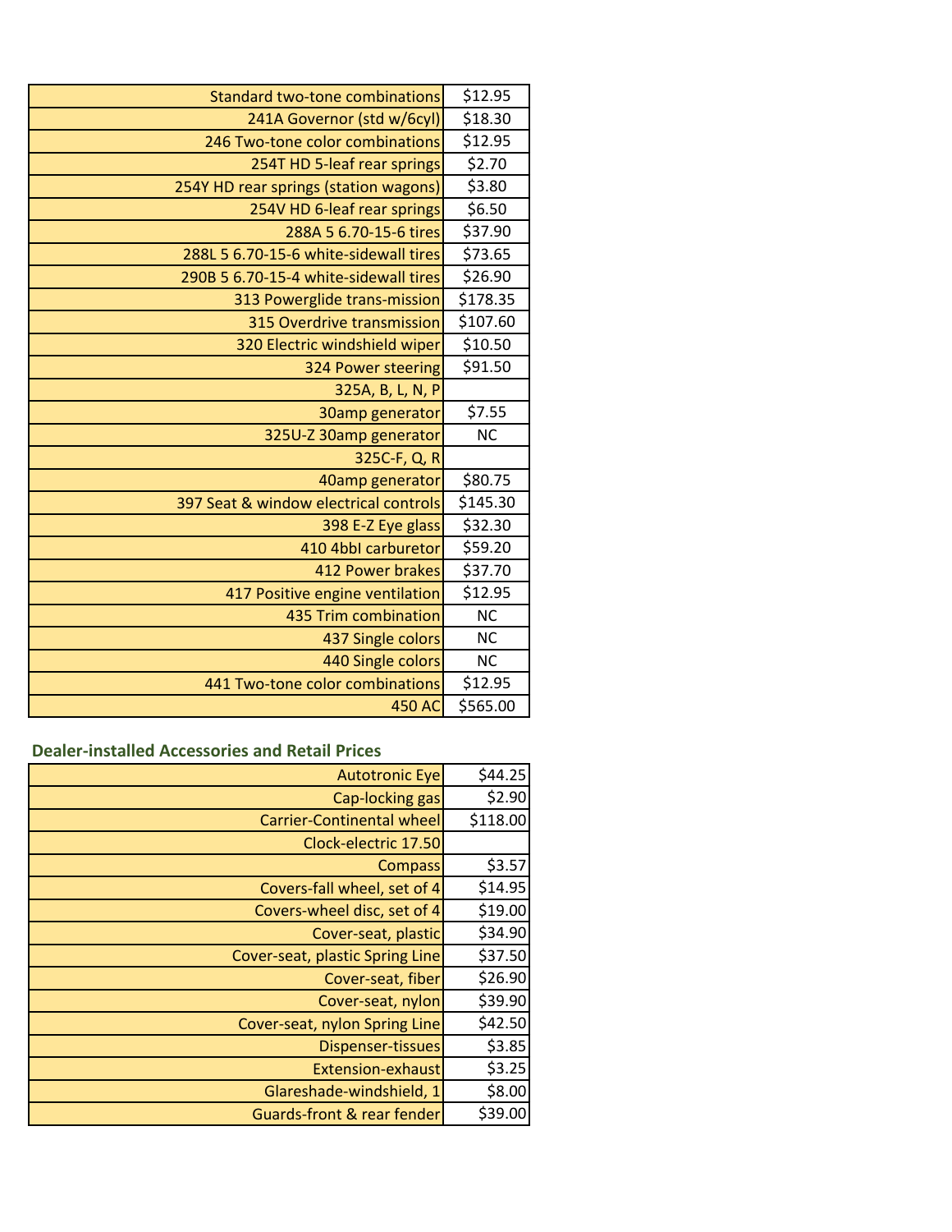| | |
|---|---|
| Standard two-tone combinations | $12.95 |
| 241A Governor (std w/6cyl) | $18.30 |
| 246 Two-tone color combinations | $12.95 |
| 254T HD 5-leaf rear springs | $2.70 |
| 254Y HD rear springs (station wagons) | $3.80 |
| 254V HD 6-leaf rear springs | $6.50 |
| 288A 5 6.70-15-6 tires | $37.90 |
| 288L 5 6.70-15-6 white-sidewall tires | $73.65 |
| 290B 5 6.70-15-4 white-sidewall tires | $26.90 |
| 313 Powerglide trans-mission | $178.35 |
| 315 Overdrive transmission | $107.60 |
| 320 Electric windshield wiper | $10.50 |
| 324 Power steering | $91.50 |
| 325A, B, L, N, P | |
| 30amp generator | $7.55 |
| 325U-Z 30amp generator | NC |
| 325C-F, Q, R | |
| 40amp generator | $80.75 |
| 397 Seat & window electrical controls | $145.30 |
| 398 E-Z Eye glass | $32.30 |
| 410 4bbl carburetor | $59.20 |
| 412 Power brakes | $37.70 |
| 417 Positive engine ventilation | $12.95 |
| 435 Trim combination | NC |
| 437 Single colors | NC |
| 440 Single colors | NC |
| 441 Two-tone color combinations | $12.95 |
| 450 AC | $565.00 |

## Dealer-installed Accessories and Retail Prices

| | |
|---|---|
| Autotronic Eye | $44.25 |
| Cap-locking gas | $2.90 |
| Carrier-Continental wheel | $118.00 |
| Clock-electric 17.50 | |
| Compass | $3.57 |
| Covers-fall wheel, set of 4 | $14.95 |
| Covers-wheel disc, set of 4 | $19.00 |
| Cover-seat, plastic | $34.90 |
| Cover-seat, plastic Spring Line | $37.50 |
| Cover-seat, fiber | $26.90 |
| Cover-seat, nylon | $39.90 |
| Cover-seat, nylon Spring Line | $42.50 |
| Dispenser-tissues | $3.85 |
| Extension-exhaust | $3.25 |
| Glareshade-windshield, 1 | $8.00 |
| Guards-front & rear fender | $39.00 |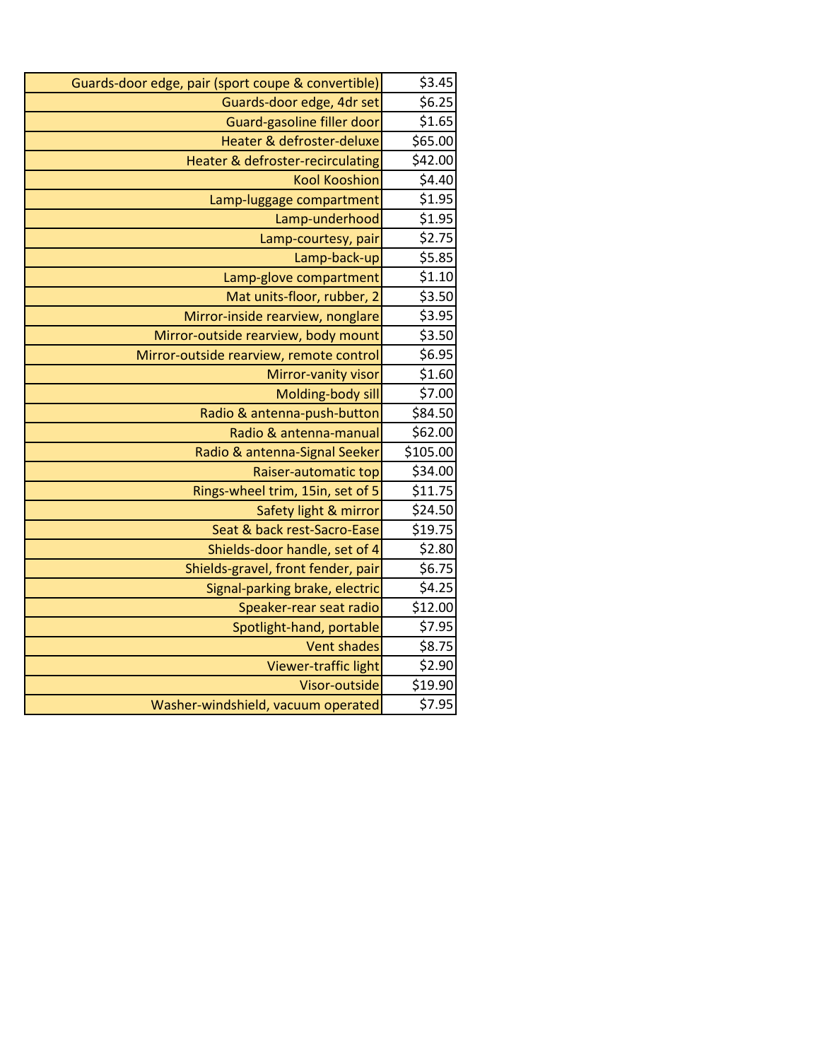| | |
|---|---|
| Guards-door edge, pair (sport coupe & convertible) | $3.45 |
| Guards-door edge, 4dr set | $6.25 |
| Guard-gasoline filler door | $1.65 |
| Heater & defroster-deluxe | $65.00 |
| Heater & defroster-recirculating | $42.00 |
| Kool Kooshion | $4.40 |
| Lamp-luggage compartment | $1.95 |
| Lamp-underhood | $1.95 |
| Lamp-courtesy, pair | $2.75 |
| Lamp-back-up | $5.85 |
| Lamp-glove compartment | $1.10 |
| Mat units-floor, rubber, 2 | $3.50 |
| Mirror-inside rearview, nonglare | $3.95 |
| Mirror-outside rearview, body mount | $3.50 |
| Mirror-outside rearview, remote control | $6.95 |
| Mirror-vanity visor | $1.60 |
| Molding-body sill | $7.00 |
| Radio & antenna-push-button | $84.50 |
| Radio & antenna-manual | $62.00 |
| Radio & antenna-Signal Seeker | $105.00 |
| Raiser-automatic top | $34.00 |
| Rings-wheel trim, 15in, set of 5 | $11.75 |
| Safety light & mirror | $24.50 |
| Seat & back rest-Sacro-Ease | $19.75 |
| Shields-door handle, set of 4 | $2.80 |
| Shields-gravel, front fender, pair | $6.75 |
| Signal-parking brake, electric | $4.25 |
| Speaker-rear seat radio | $12.00 |
| Spotlight-hand, portable | $7.95 |
| Vent shades | $8.75 |
| Viewer-traffic light | $2.90 |
| Visor-outside | $19.90 |
| Washer-windshield, vacuum operated | $7.95 |